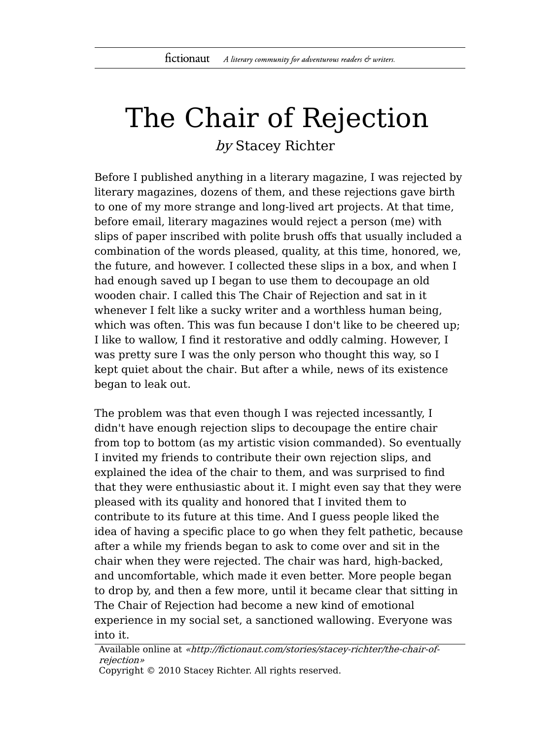# The Chair of Rejection

*by* Stacey Richter

Before I published anything in a literary magazine, I was rejected by literary magazines, dozens of them, and these rejections gave birth to one of my more strange and long-lived art projects. At that time, before email, literary magazines would reject a person (me) with slips of paper inscribed with polite brush offs that usually included a combination of the words pleased, quality, at this time, honored, we, the future, and however. I collected these slips in a box, and when I had enough saved up I began to use them to decoupage an old wooden chair. I called this The Chair of Rejection and sat in it whenever I felt like a sucky writer and a worthless human being, which was often. This was fun because I don't like to be cheered up; I like to wallow, I find it restorative and oddly calming. However, I was pretty sure I was the only person who thought this way, so I kept quiet about the chair. But after a while, news of its existence began to leak out.

The problem was that even though I was rejected incessantly, I didn't have enough rejection slips to decoupage the entire chair from top to bottom (as my artistic vision commanded). So eventually I invited my friends to contribute their own rejection slips, and explained the idea of the chair to them, and was surprised to find that they were enthusiastic about it. I might even say that they were pleased with its quality and honored that I invited them to contribute to its future at this time. And I guess people liked the idea of having a specific place to go when they felt pathetic, because after a while my friends began to ask to come over and sit in the chair when they were rejected. The chair was hard, high-backed, and uncomfortable, which made it even better. More people began to drop by, and then a few more, until it became clear that sitting in The Chair of Rejection had become a new kind of emotional experience in my social set, a sanctioned wallowing. Everyone was into it.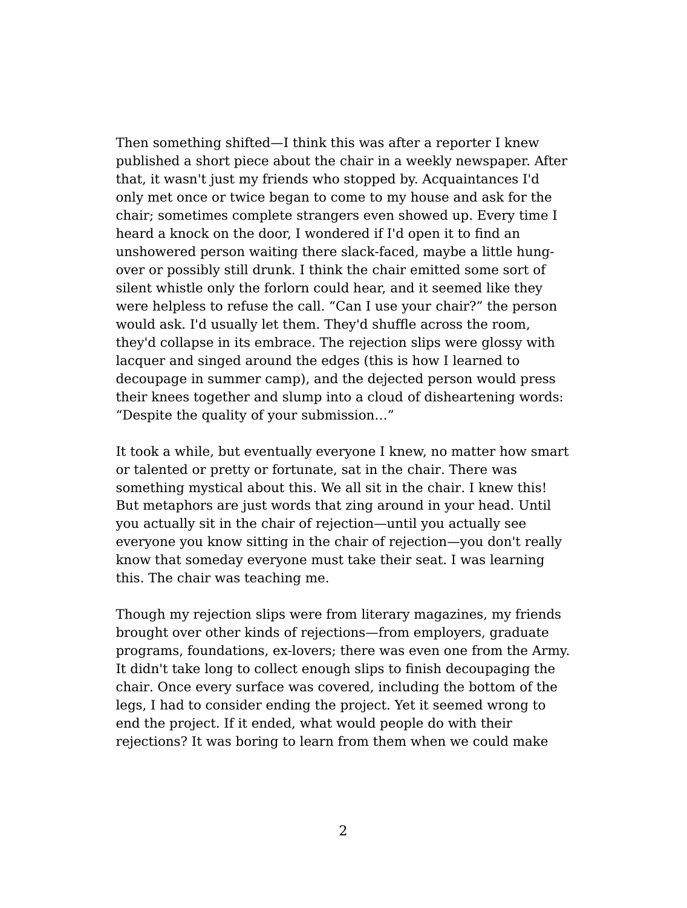Then something shifted—I think this was after a reporter I knew published a short piece about the chair in a weekly newspaper. After that, it wasn't just my friends who stopped by. Acquaintances I'd only met once or twice began to come to my house and ask for the chair; sometimes complete strangers even showed up. Every time I heard a knock on the door, I wondered if I'd open it to find an unshowered person waiting there slack-faced, maybe a little hung-over or possibly still drunk. I think the chair emitted some sort of silent whistle only the forlorn could hear, and it seemed like they were helpless to refuse the call. "Can I use your chair?" the person would ask. I'd usually let them. They'd shuffle across the room, they'd collapse in its embrace. The rejection slips were glossy with lacquer and singed around the edges (this is how I learned to decoupage in summer camp), and the dejected person would press their knees together and slump into a cloud of disheartening words: "Despite the quality of your submission…"

It took a while, but eventually everyone I knew, no matter how smart or talented or pretty or fortunate, sat in the chair. There was something mystical about this. We all sit in the chair. I knew this! But metaphors are just words that zing around in your head. Until you actually sit in the chair of rejection—until you actually see everyone you know sitting in the chair of rejection—you don't really know that someday everyone must take their seat. I was learning this. The chair was teaching me.

Though my rejection slips were from literary magazines, my friends brought over other kinds of rejections—from employers, graduate programs, foundations, ex-lovers; there was even one from the Army. It didn't take long to collect enough slips to finish decoupaging the chair. Once every surface was covered, including the bottom of the legs, I had to consider ending the project. Yet it seemed wrong to end the project. If it ended, what would people do with their rejections? It was boring to learn from them when we could make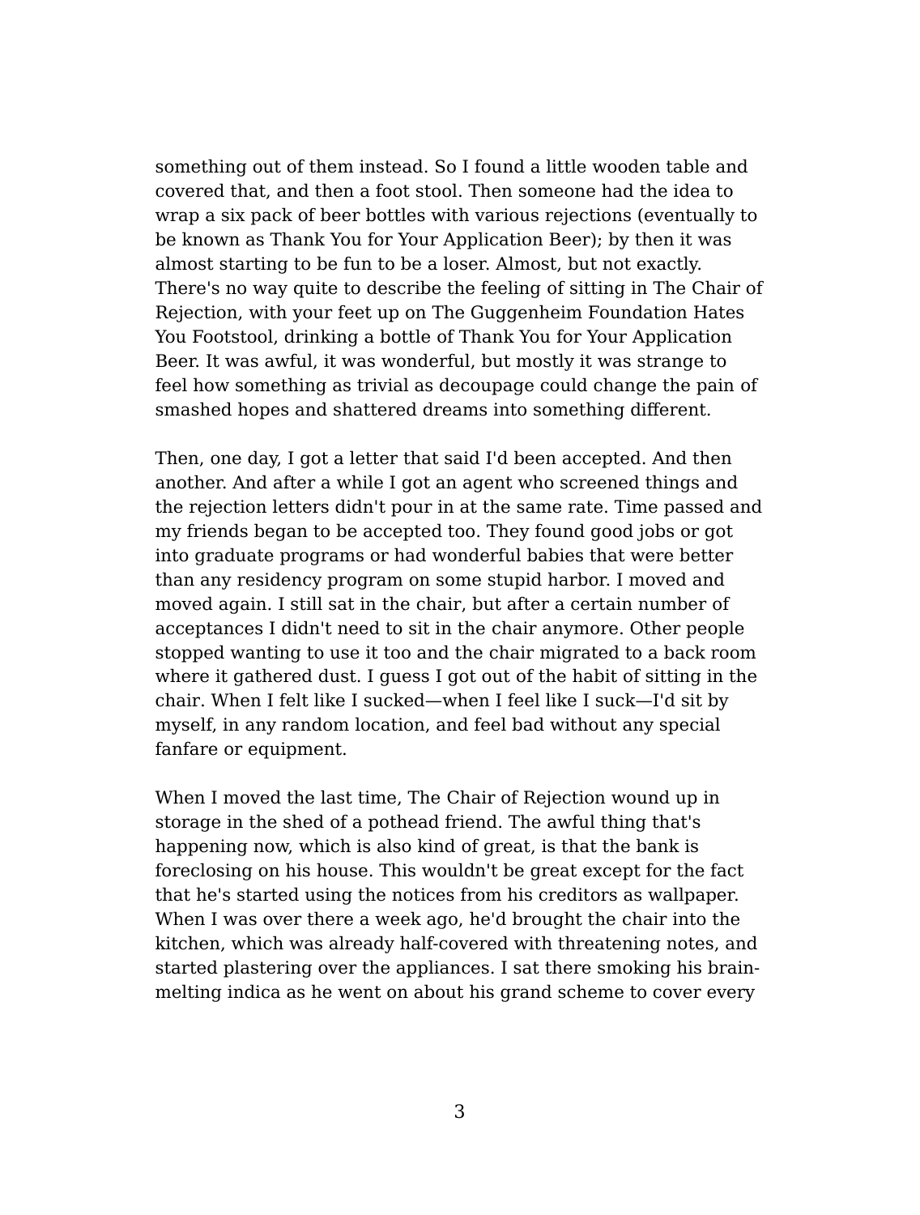something out of them instead. So I found a little wooden table and covered that, and then a foot stool. Then someone had the idea to wrap a six pack of beer bottles with various rejections (eventually to be known as Thank You for Your Application Beer); by then it was almost starting to be fun to be a loser. Almost, but not exactly. There's no way quite to describe the feeling of sitting in The Chair of Rejection, with your feet up on The Guggenheim Foundation Hates You Footstool, drinking a bottle of Thank You for Your Application Beer. It was awful, it was wonderful, but mostly it was strange to feel how something as trivial as decoupage could change the pain of smashed hopes and shattered dreams into something different.

Then, one day, I got a letter that said I'd been accepted. And then another. And after a while I got an agent who screened things and the rejection letters didn't pour in at the same rate. Time passed and my friends began to be accepted too. They found good jobs or got into graduate programs or had wonderful babies that were better than any residency program on some stupid harbor. I moved and moved again. I still sat in the chair, but after a certain number of acceptances I didn't need to sit in the chair anymore. Other people stopped wanting to use it too and the chair migrated to a back room where it gathered dust. I guess I got out of the habit of sitting in the chair. When I felt like I sucked—when I feel like I suck—I'd sit by myself, in any random location, and feel bad without any special fanfare or equipment.

When I moved the last time, The Chair of Rejection wound up in storage in the shed of a pothead friend. The awful thing that's happening now, which is also kind of great, is that the bank is foreclosing on his house. This wouldn't be great except for the fact that he's started using the notices from his creditors as wallpaper. When I was over there a week ago, he'd brought the chair into the kitchen, which was already half-covered with threatening notes, and started plastering over the appliances. I sat there smoking his brain-melting indica as he went on about his grand scheme to cover every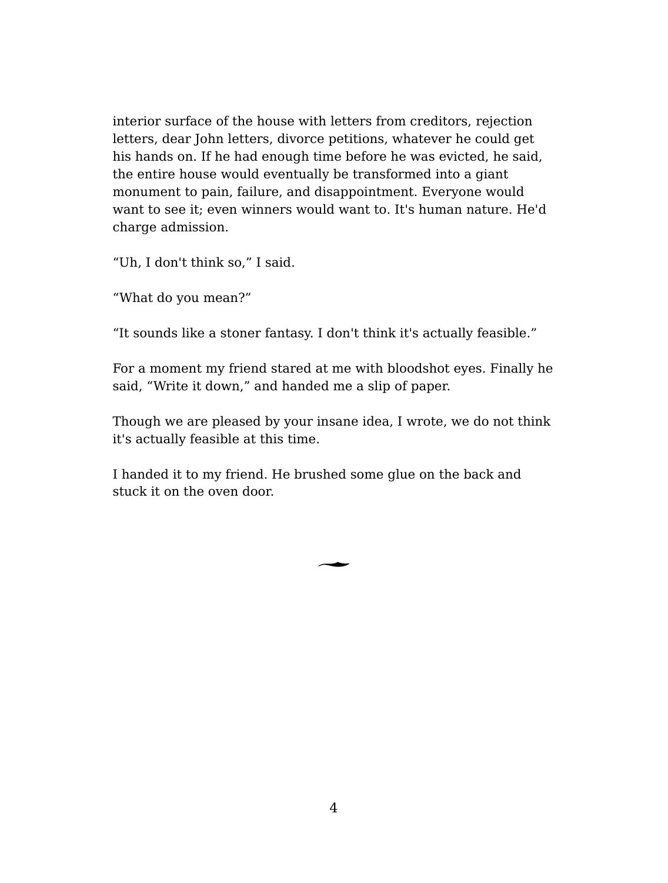interior surface of the house with letters from creditors, rejection letters, dear John letters, divorce petitions, whatever he could get his hands on. If he had enough time before he was evicted, he said, the entire house would eventually be transformed into a giant monument to pain, failure, and disappointment. Everyone would want to see it; even winners would want to. It's human nature. He'd charge admission.

“Uh, I don't think so,” I said.

“What do you mean?”

“It sounds like a stoner fantasy. I don't think it's actually feasible.”

For a moment my friend stared at me with bloodshot eyes. Finally he said, “Write it down,” and handed me a slip of paper.

Though we are pleased by your insane idea, I wrote, we do not think it's actually feasible at this time.

I handed it to my friend. He brushed some glue on the back and stuck it on the oven door.